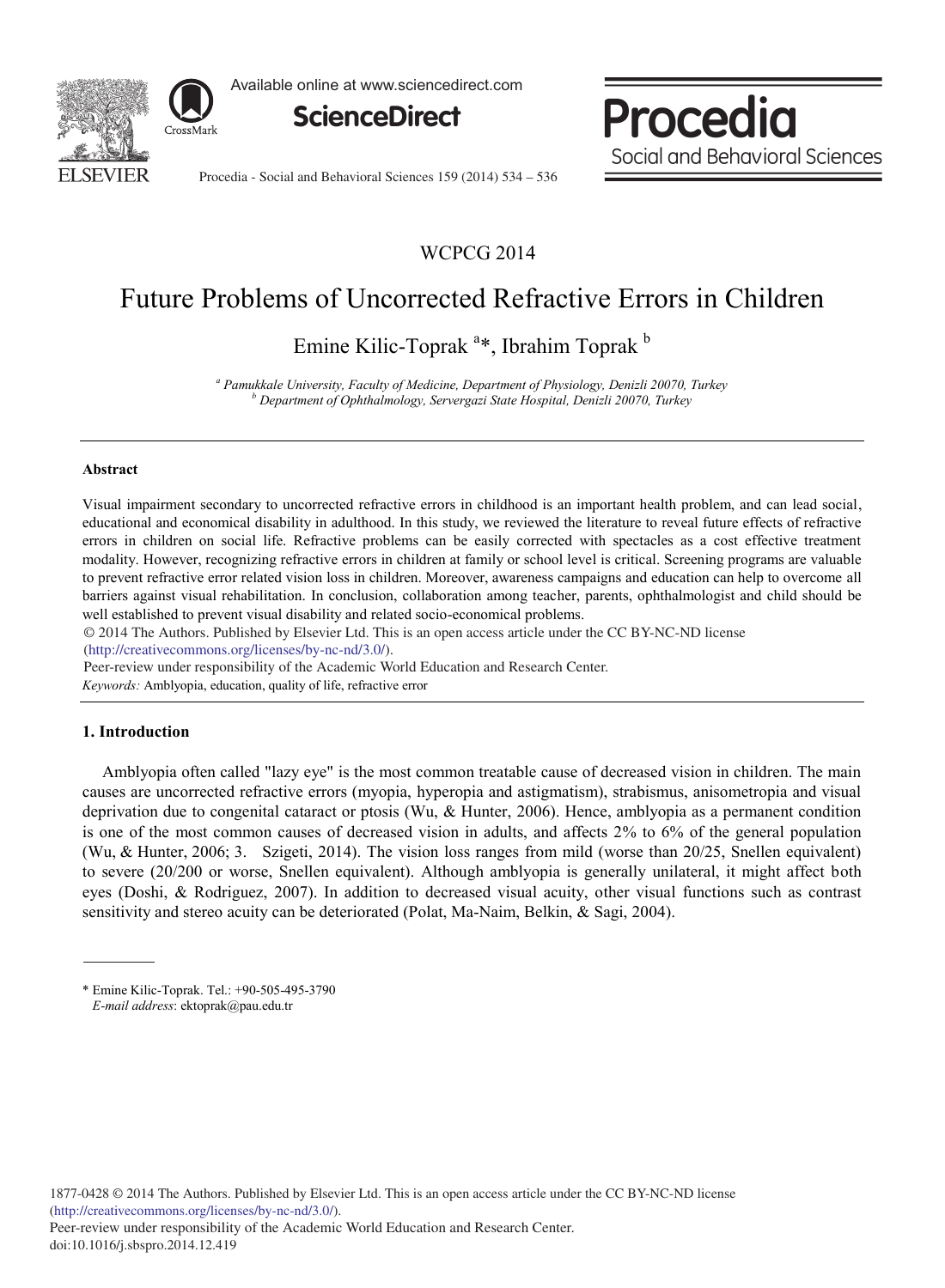WCPCG 2014

# Future Problems of Uncorrected Refractive Errors in Children

Emine Kilic-Toprak [a]*, Ibrahim Toprak [b]

[a] *Pamukkale University, Faculty of Medicine, Department of Physiology, Denizli 20070, Turkey*
[b] *Department of Ophthalmology, Servergazi State Hospital, Denizli 20070, Turkey*

---

### Abstract

Visual impairment secondary to uncorrected refractive errors in childhood is an important health problem, and can lead social, educational and economical disability in adulthood. In this study, we reviewed the literature to reveal future effects of refractive errors in children on social life. Refractive problems can be easily corrected with spectacles as a cost effective treatment modality. However, recognizing refractive errors in children at family or school level is critical. Screening programs are valuable to prevent refractive error related vision loss in children. Moreover, awareness campaigns and education can help to overcome all barriers against visual rehabilitation. In conclusion, collaboration among teacher, parents, ophthalmologist and child should be well established to prevent visual disability and related socio-economical problems.

© 2014 The Authors. Published by Elsevier Ltd. This is an open access article under the CC BY-NC-ND license (http://creativecommons.org/licenses/by-nc-nd/3.0/).

Peer-review under responsibility of the Academic World Education and Research Center.

*Keywords:* Amblyopia, education, quality of life, refractive error

---

## 1. Introduction

Amblyopia often called "lazy eye" is the most common treatable cause of decreased vision in children. The main causes are uncorrected refractive errors (myopia, hyperopia and astigmatism), strabismus, anisometropia and visual deprivation due to congenital cataract or ptosis (Wu, & Hunter, 2006). Hence, amblyopia as a permanent condition is one of the most common causes of decreased vision in adults, and affects 2% to 6% of the general population (Wu, & Hunter, 2006; 3. Szigeti, 2014). The vision loss ranges from mild (worse than 20/25, Snellen equivalent) to severe (20/200 or worse, Snellen equivalent). Although amblyopia is generally unilateral, it might affect both eyes (Doshi, & Rodriguez, 2007). In addition to decreased visual acuity, other visual functions such as contrast sensitivity and stereo acuity can be deteriorated (Polat, Ma-Naim, Belkin, & Sagi, 2004).

---

\* Emine Kilic-Toprak. Tel.: +90-505-495-3790
*E-mail address*: ektoprak@pau.edu.tr

1877-0428 © 2014 The Authors. Published by Elsevier Ltd. This is an open access article under the CC BY-NC-ND license (http://creativecommons.org/licenses/by-nc-nd/3.0/).
Peer-review under responsibility of the Academic World Education and Research Center.
doi:10.1016/j.sbspro.2014.12.419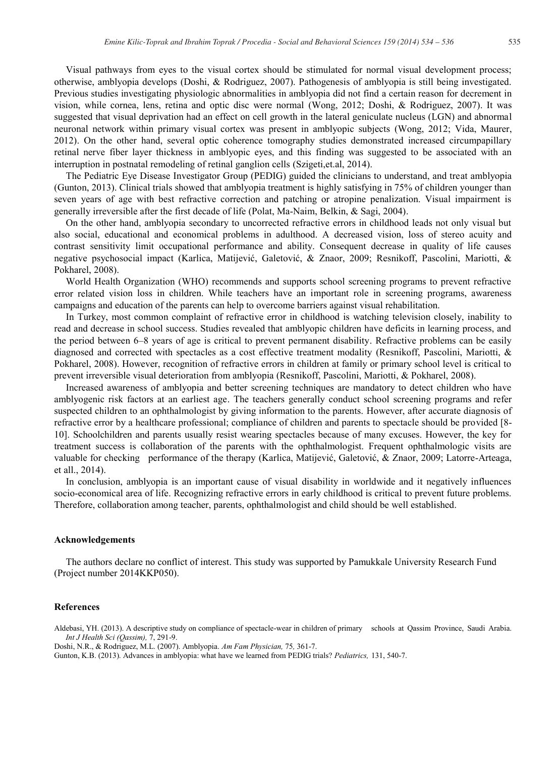Visual pathways from eyes to the visual cortex should be stimulated for normal visual development process; otherwise, amblyopia develops (Doshi, & Rodriguez, 2007). Pathogenesis of amblyopia is still being investigated. Previous studies investigating physiologic abnormalities in amblyopia did not find a certain reason for decrement in vision, while cornea, lens, retina and optic disc were normal (Wong, 2012; Doshi, & Rodriguez, 2007). It was suggested that visual deprivation had an effect on cell growth in the lateral geniculate nucleus (LGN) and abnormal neuronal network within primary visual cortex was present in amblyopic subjects (Wong, 2012; Vida, Maurer, 2012). On the other hand, several optic coherence tomography studies demonstrated increased circumpapillary retinal nerve fiber layer thickness in amblyopic eyes, and this finding was suggested to be associated with an interruption in postnatal remodeling of retinal ganglion cells (Szigeti,et.al, 2014).

The Pediatric Eye Disease Investigator Group (PEDIG) guided the clinicians to understand, and treat amblyopia (Gunton, 2013). Clinical trials showed that amblyopia treatment is highly satisfying in 75% of children younger than seven years of age with best refractive correction and patching or atropine penalization. Visual impairment is generally irreversible after the first decade of life (Polat, Ma-Naim, Belkin, & Sagi, 2004).

On the other hand, amblyopia secondary to uncorrected refractive errors in childhood leads not only visual but also social, educational and economical problems in adulthood. A decreased vision, loss of stereo acuity and contrast sensitivity limit occupational performance and ability. Consequent decrease in quality of life causes negative psychosocial impact (Karlica, Matijević, Galetović, & Znaor, 2009; Resnikoff, Pascolini, Mariotti, & Pokharel, 2008).

World Health Organization (WHO) recommends and supports school screening programs to prevent refractive error related vision loss in children. While teachers have an important role in screening programs, awareness campaigns and education of the parents can help to overcome barriers against visual rehabilitation.

In Turkey, most common complaint of refractive error in childhood is watching television closely, inability to read and decrease in school success. Studies revealed that amblyopic children have deficits in learning process, and the period between 6–8 years of age is critical to prevent permanent disability. Refractive problems can be easily diagnosed and corrected with spectacles as a cost effective treatment modality (Resnikoff, Pascolini, Mariotti, & Pokharel, 2008). However, recognition of refractive errors in children at family or primary school level is critical to prevent irreversible visual deterioration from amblyopia (Resnikoff, Pascolini, Mariotti, & Pokharel, 2008).

Increased awareness of amblyopia and better screening techniques are mandatory to detect children who have amblyogenic risk factors at an earliest age. The teachers generally conduct school screening programs and refer suspected children to an ophthalmologist by giving information to the parents. However, after accurate diagnosis of refractive error by a healthcare professional; compliance of children and parents to spectacle should be provided [8-10]. Schoolchildren and parents usually resist wearing spectacles because of many excuses. However, the key for treatment success is collaboration of the parents with the ophthalmologist. Frequent ophthalmologic visits are valuable for checking performance of the therapy (Karlica, Matijević, Galetović, & Znaor, 2009; Latorre-Arteaga, et all., 2014).

In conclusion, amblyopia is an important cause of visual disability in worldwide and it negatively influences socio-economical area of life. Recognizing refractive errors in early childhood is critical to prevent future problems. Therefore, collaboration among teacher, parents, ophthalmologist and child should be well established.

## Acknowledgements

The authors declare no conflict of interest. This study was supported by Pamukkale University Research Fund (Project number 2014KKP050).

## References

Aldebasi, YH. (2013). A descriptive study on compliance of spectacle-wear in children of primary schools at Qassim Province, Saudi Arabia. *Int J Health Sci (Qassim),* 7, 291-9.

Doshi, N.R., & Rodriguez, M.L. (2007). Amblyopia. *Am Fam Physician,* 75, 361-7.

Gunton, K.B. (2013). Advances in amblyopia: what have we learned from PEDIG trials? *Pediatrics,* 131, 540-7.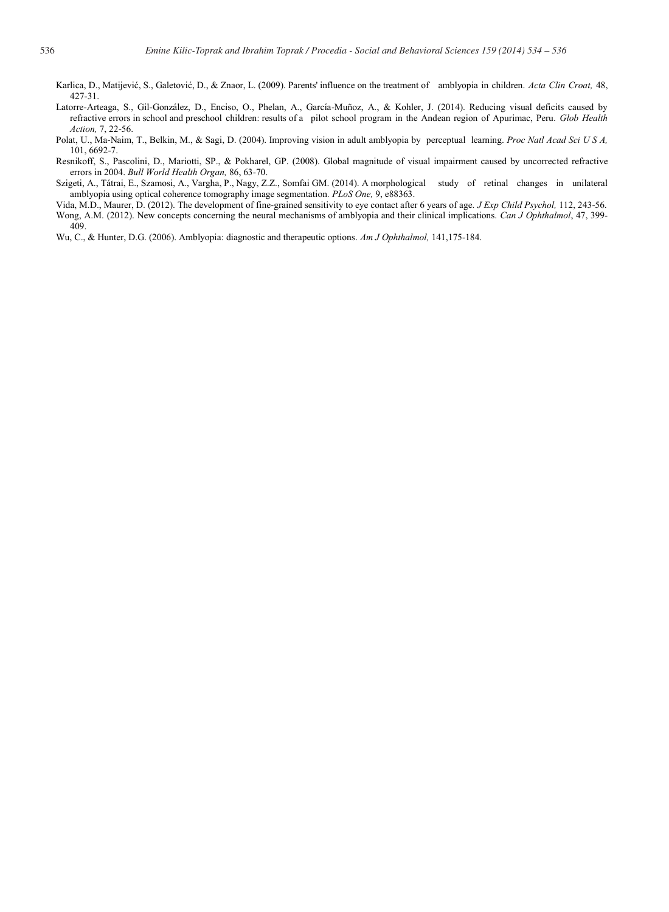Karlica, D., Matijević, S., Galetović, D., & Znaor, L. (2009). Parents' influence on the treatment of amblyopia in children. *Acta Clin Croat,* 48, 427-31.

Latorre-Arteaga, S., Gil-González, D., Enciso, O., Phelan, A., García-Muñoz, A., & Kohler, J. (2014). Reducing visual deficits caused by refractive errors in school and preschool children: results of a pilot school program in the Andean region of Apurimac, Peru. *Glob Health Action,* 7, 22-56.

Polat, U., Ma-Naim, T., Belkin, M., & Sagi, D. (2004). Improving vision in adult amblyopia by perceptual learning. *Proc Natl Acad Sci U S A,* 101, 6692-7.

Resnikoff, S., Pascolini, D., Mariotti, SP., & Pokharel, GP. (2008). Global magnitude of visual impairment caused by uncorrected refractive errors in 2004. *Bull World Health Organ,* 86, 63-70.

Szigeti, A., Tátrai, E., Szamosi, A., Vargha, P., Nagy, Z.Z., Somfai GM. (2014). A morphological study of retinal changes in unilateral amblyopia using optical coherence tomography image segmentation. *PLoS One,* 9, e88363.

Vida, M.D., Maurer, D. (2012). The development of fine-grained sensitivity to eye contact after 6 years of age. *J Exp Child Psychol,* 112, 243-56.

Wong, A.M. (2012). New concepts concerning the neural mechanisms of amblyopia and their clinical implications. *Can J Ophthalmol*, 47, 399-409.

Wu, C., & Hunter, D.G. (2006). Amblyopia: diagnostic and therapeutic options. *Am J Ophthalmol,* 141,175-184.